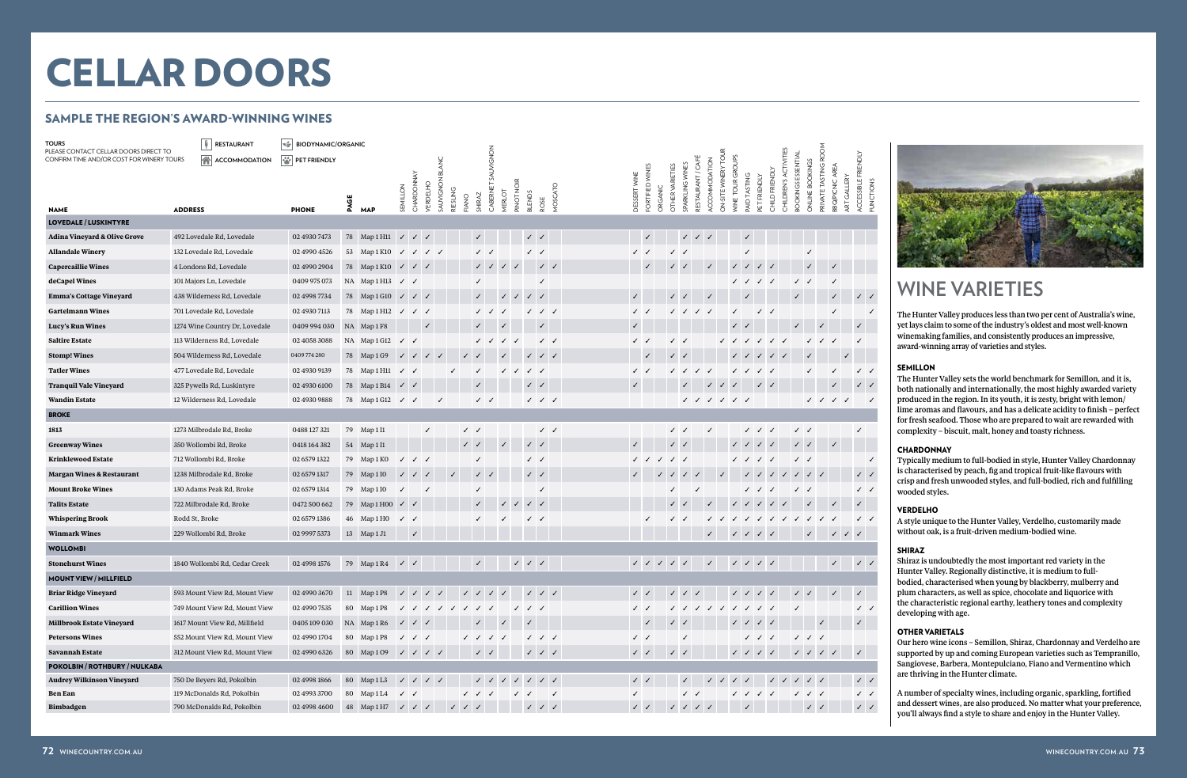# CELLAR DOORS

## SAMPLE THE REGION'S AWARD-WINNING WINES

**TOURS**
PLEASE CONTACT CELLAR DOORS DIRECT TO CONFIRM TIME AND/OR COST FOR WINERY TOURS

RESTAURANT | ACCOMMODATION | BIODYNAMIC/ORGANIC | PET FRIENDLY

| NAME | ADDRESS | PHONE | PAGE | MAP | SEMILLON | CHARDONNAY | VERDELHO | SAUVIGNON BLANC | RIESLING | FIANO | SHIRAZ | CABERNET SAUVIGNON | MERLOT | PINOT NOIR | BLENDS | ROSE | MOSCATO | DESSERT WINE | FORTIFIED WINES | ORGANIC | OTHER VARIETIES | SPARKLING WINES | RESTAURANT / CAFÉ | ACCOMMODATION | ON-SITE WINERY TOUR | WINE TOUR GROUPS | PAID TASTING | PET FRIENDLY | CHILD FRIENDLY | CHILDREN'S ACTIVITIES | BOOKINGS ESSENTIAL | ONLINE BOOKINGS | PRIVATE TASTING ROOM | BBQ/PICNIC AREA | ART GALLERY | ACCESSIBLE FRIENDLY | FUNCTIONS |
|---|---|---|---|---|---|---|---|---|---|---|---|---|---|---|---|---|---|---|---|---|---|---|---|---|---|---|---|---|---|---|---|---|---|---|---|---|---|
| **LOVEDALE / LUSKINTYRE** | | | | | | | | | | | | | | | | | | | | | | | | | | | | | | | | | | | | | |
| **Adina Vineyard & Olive Grove** | 492 Lovedale Rd, Lovedale | 02 4930 7473 | 78 | Map 1 H11 | ✓ | ✓ | ✓ | | | | ✓ | | | | ✓ | ✓ | | | ✓ | | | ✓ | ✓ | ✓ | | | ✓ | | | | | | | | | | |
| **Allandale Winery** | 132 Lovedale Rd, Lovedale | 02 4990 4526 | 53 | Map 1 K10 | ✓ | ✓ | ✓ | ✓ | | | ✓ | ✓ | | | ✓ | ✓ | | ✓ | ✓ | | ✓ | ✓ | | | | | ✓ | | | | | ✓ | | | | | |
| **Capercaillie Wines** | 4 Londons Rd, Lovedale | 02 4990 2904 | 78 | Map 1 K10 | ✓ | ✓ | ✓ | | | | ✓ | ✓ | ✓ | ✓ | | ✓ | ✓ | | ✓ | | ✓ | ✓ | | ✓ | | ✓ | ✓ | ✓ | ✓ | | | ✓ | | ✓ | | | |
| **deCapel Wines** | 101 Majors Ln, Lovedale | 0409 975 073 | NA | Map 1 H13 | ✓ | ✓ | | | | | ✓ | | | | | ✓ | | | | | | | | | | ✓ | ✓ | ✓ | ✓ | | ✓ | ✓ | | ✓ | | | |
| **Emma's Cottage Vineyard** | 438 Wilderness Rd, Lovedale | 02 4998 7734 | 78 | Map 1 G10 | ✓ | ✓ | ✓ | | | | ✓ | | | ✓ | ✓ | ✓ | | ✓ | | | ✓ | ✓ | | ✓ | | | ✓ | | | | ✓ | | | ✓ | | ✓ | ✓ |
| **Gartelmann Wines** | 701 Lovedale Rd, Lovedale | 02 4930 7113 | 78 | Map 1 H12 | ✓ | ✓ | ✓ | | | | ✓ | ✓ | ✓ | | ✓ | ✓ | ✓ | ✓ | ✓ | | ✓ | ✓ | ✓ | ✓ | | ✓ | | ✓ | ✓ | | | ✓ | | ✓ | | | ✓ |
| **Lucy's Run Wines** | 1274 Wine Country Dr, Lovedale | 0409 994 030 | NA | Map 1 F8 | | | ✓ | | | | ✓ | | ✓ | | | ✓ | | ✓ | | | | | | | | ✓ | ✓ | | | | ✓ | | ✓ | | | ✓ | |
| **Saltire Estate** | 113 Wilderness Rd, Lovedale | 02 4058 3088 | NA | Map 1 G12 | ✓ | ✓ | | | | | ✓ | ✓ | ✓ | ✓ | | ✓ | ✓ | ✓ | ✓ | | ✓ | ✓ | | | ✓ | ✓ | ✓ | ✓ | ✓ | ✓ | | ✓ | ✓ | ✓ | | ✓ | |
| **Stomp! Wines** | 504 Wilderness Rd, Lovedale | 0409 774 280 | 78 | Map 1 G9 | ✓ | ✓ | ✓ | ✓ | | ✓ | ✓ | | ✓ | | ✓ | ✓ | ✓ | | ✓ | | ✓ | ✓ | | | | ✓ | ✓ | ✓ | ✓ | ✓ | | ✓ | | | ✓ | | |
| **Tatler Wines** | 477 Lovedale Rd, Lovedale | 02 4930 9139 | 78 | Map 1 H11 | ✓ | ✓ | | | ✓ | | ✓ | | ✓ | ✓ | ✓ | ✓ | | ✓ | ✓ | | ✓ | ✓ | ✓ | ✓ | | ✓ | ✓ | ✓ | ✓ | | | ✓ | | ✓ | | ✓ | ✓ |
| **Tranquil Vale Vineyard** | 325 Pywells Rd, Luskintyre | 02 4930 6100 | 78 | Map 1 B14 | ✓ | ✓ | | | | | ✓ | | | | ✓ | ✓ | | ✓ | | | | ✓ | | ✓ | ✓ | ✓ | | ✓ | ✓ | | | ✓ | | ✓ | | ✓ | ✓ |
| **Wandin Estate** | 12 Wilderness Rd, Lovedale | 02 4930 9888 | 78 | Map 1 G12 | ✓ | ✓ | | ✓ | | | ✓ | ✓ | | | ✓ | ✓ | ✓ | | | | | ✓ | ✓ | ✓ | ✓ | ✓ | ✓ | | | | | ✓ | ✓ | ✓ | ✓ | | ✓ |
| **BROKE** | | | | | | | | | | | | | | | | | | | | | | | | | | | | | | | | | | | | | |
| **1813** | 1273 Milbrodale Rd, Broke | 0488 127 321 | 79 | Map 1 I1 | | | ✓ | | | ✓ | ✓ | | | | | ✓ | ✓ | | | | ✓ | ✓ | | ✓ | | | ✓ | ✓ | ✓ | | ✓ | ✓ | | | | ✓ | |
| **Greenway Wines** | 350 Wollombi Rd, Broke | 0418 164 382 | 54 | Map 1 I1 | | | | | | ✓ | ✓ | | ✓ | | ✓ | ✓ | | ✓ | | | ✓ | ✓ | | | | ✓ | ✓ | ✓ | ✓ | | ✓ | ✓ | | ✓ | | | |
| **Krinklewood Estate** | 712 Wollombi Rd, Broke | 02 6579 1322 | 79 | Map 1 K0 | ✓ | ✓ | ✓ | | | | ✓ | | | | ✓ | ✓ | | ✓ | ✓ | ✓ | ✓ | ✓ | | | | ✓ | ✓ | ✓ | ✓ | | ✓ | ✓ | | | | | ✓ |
| **Margan Wines & Restaurant** | 1238 Milbrodale Rd, Broke | 02 6579 1317 | 79 | Map 1 I0 | ✓ | ✓ | ✓ | | ✓ | | ✓ | ✓ | | | ✓ | ✓ | | ✓ | | ✓ | ✓ | ✓ | ✓ | | ✓ | | ✓ | ✓ | ✓ | ✓ | ✓ | ✓ | ✓ | | | ✓ | ✓ |
| **Mount Broke Wines** | 130 Adams Peak Rd, Broke | 02 6579 1314 | 79 | Map 1 I0 | ✓ | | ✓ | | | | ✓ | | | | | ✓ | | | | | ✓ | | ✓ | | | | ✓ | ✓ | ✓ | | ✓ | ✓ | | | | ✓ | ✓ |
| **Talits Estate** | 722 Milbrodale Rd, Broke | 0472 500 662 | 79 | Map 1 H00 | ✓ | ✓ | | | | | ✓ | | ✓ | ✓ | ✓ | ✓ | | | | | ✓ | ✓ | | ✓ | | ✓ | ✓ | ✓ | ✓ | ✓ | | ✓ | | ✓ | | ✓ | |
| **Whispering Brook** | Rodd St, Broke | 02 6579 1386 | 46 | Map 1 H0 | ✓ | ✓ | | | | | ✓ | | ✓ | | ✓ | ✓ | | | ✓ | | ✓ | ✓ | | ✓ | ✓ | ✓ | ✓ | ✓ | ✓ | ✓ | ✓ | ✓ | ✓ | ✓ | | ✓ | ✓ |
| **Winmark Wines** | 229 Wollombi Rd, Broke | 02 9997 5373 | 13 | Map 1 J1 | | ✓ | | | | | | | | | | | | | | | | | | ✓ | | ✓ | ✓ | ✓ | ✓ | | | ✓ | | ✓ | ✓ | ✓ | |
| **WOLLOMBI** | | | | | | | | | | | | | | | | | | | | | | | | | | | | | | | | | | | | | |
| **Stonehurst Wines** | 1840 Wollombi Rd, Cedar Creek | 02 4998 1576 | 79 | Map 1 R4 | ✓ | ✓ | | | | | ✓ | | | ✓ | ✓ | ✓ | | ✓ | ✓ | ✓ | ✓ | ✓ | | ✓ | | ✓ | ✓ | ✓ | ✓ | | | | | ✓ | | ✓ | ✓ |
| **MOUNT VIEW / MILLFIELD** | | | | | | | | | | | | | | | | | | | | | | | | | | | | | | | | | | | | | |
| **Briar Ridge Vineyard** | 593 Mount View Rd, Mount View | 02 4990 3670 | 11 | Map 1 P8 | ✓ | ✓ | ✓ | ✓ | | ✓ | ✓ | ✓ | ✓ | | ✓ | ✓ | ✓ | ✓ | ✓ | | ✓ | ✓ | ✓ | | | ✓ | ✓ | ✓ | ✓ | | ✓ | ✓ | | ✓ | | ✓ | |
| **Carillion Wines** | 749 Mount View Rd, Mount View | 02 4990 7535 | 80 | Map 1 P8 | ✓ | ✓ | ✓ | ✓ | ✓ | ✓ | ✓ | ✓ | | ✓ | ✓ | ✓ | | ✓ | ✓ | | ✓ | ✓ | ✓ | ✓ | ✓ | ✓ | ✓ | ✓ | ✓ | ✓ | ✓ | | | | | ✓ | ✓ |
| **Millbrook Estate Vineyard** | 1617 Mount View Rd, Millfield | 0405 109 030 | NA | Map 1 R6 | ✓ | ✓ | ✓ | | | | ✓ | | ✓ | | ✓ | | | | ✓ | | ✓ | ✓ | | | | ✓ | ✓ | ✓ | ✓ | | | | ✓ | | | ✓ | |
| **Petersons Wines** | 552 Mount View Rd, Mount View | 02 4990 1704 | 80 | Map 1 P8 | ✓ | ✓ | ✓ | | | ✓ | ✓ | ✓ | ✓ | | ✓ | ✓ | ✓ | ✓ | ✓ | | | ✓ | | | | | ✓ | ✓ | ✓ | | ✓ | ✓ | ✓ | | | | |
| **Savannah Estate** | 312 Mount View Rd, Mount View | 02 4990 6326 | 80 | Map 1 O9 | ✓ | ✓ | ✓ | ✓ | | | ✓ | ✓ | | | ✓ | ✓ | ✓ | ✓ | ✓ | | ✓ | ✓ | | | | ✓ | ✓ | ✓ | ✓ | | ✓ | ✓ | ✓ | ✓ | | ✓ | |
| **POKOLBIN / ROTHBURY / NULKABA** | | | | | | | | | | | | | | | | | | | | | | | | | | | | | | | | | | | | | |
| **Audrey Wilkinson Vineyard** | 750 De Beyers Rd, Pokolbin | 02 4998 1866 | 80 | Map 1 L3 | ✓ | ✓ | ✓ | ✓ | | | ✓ | ✓ | ✓ | ✓ | ✓ | ✓ | ✓ | ✓ | ✓ | | | ✓ | | ✓ | ✓ | ✓ | ✓ | | ✓ | ✓ | ✓ | ✓ | ✓ | | | ✓ | ✓ |
| **Ben Ean** | 119 McDonalds Rd, Pokolbin | 02 4993 3700 | 80 | Map 1 L4 | ✓ | ✓ | | | | ✓ | ✓ | ✓ | | ✓ | ✓ | | ✓ | ✓ | | | | ✓ | ✓ | | | ✓ | ✓ | ✓ | ✓ | | ✓ | ✓ | ✓ | | | ✓ | ✓ |
| **Bimbadgen** | 790 McDonalds Rd, Pokolbin | 02 4998 4600 | 48 | Map 1 H7 | ✓ | ✓ | ✓ | | ✓ | ✓ | ✓ | | | | ✓ | ✓ | ✓ | ✓ | ✓ | | ✓ | ✓ | ✓ | ✓ | | | ✓ | | | | | ✓ | ✓ | | | ✓ | ✓ |

## WINE VARIETIES

The Hunter Valley produces less than two per cent of Australia's wine, yet lays claim to some of the industry's oldest and most well-known winemaking families, and consistently produces an impressive, award-winning array of varieties and styles.

### SEMILLON

The Hunter Valley sets the world benchmark for Semillon, and it is, both nationally and internationally, the most highly awarded variety produced in the region. In its youth, it is zesty, bright with lemon/lime aromas and flavours, and has a delicate acidity to finish – perfect for fresh seafood. Those who are prepared to wait are rewarded with complexity – biscuit, malt, honey and toasty richness.

### CHARDONNAY

Typically medium to full-bodied in style, Hunter Valley Chardonnay is characterised by peach, fig and tropical fruit-like flavours with crisp and fresh unwooded styles, and full-bodied, rich and fulfilling wooded styles.

### VERDELHO

A style unique to the Hunter Valley, Verdelho, customarily made without oak, is a fruit-driven medium-bodied wine.

### SHIRAZ

Shiraz is undoubtedly the most important red variety in the Hunter Valley. Regionally distinctive, it is medium to full-bodied, characterised when young by blackberry, mulberry and plum characters, as well as spice, chocolate and liquorice with the characteristic regional earthy, leathery tones and complexity developing with age.

### OTHER VARIETALS

Our hero wine icons – Semillon, Shiraz, Chardonnay and Verdelho are supported by up and coming European varieties such as Tempranillo, Sangiovese, Barbera, Montepulciano, Fiano and Vermentino which are thriving in the Hunter climate.

A number of specialty wines, including organic, sparkling, fortified and dessert wines, are also produced. No matter what your preference, you'll always find a style to share and enjoy in the Hunter Valley.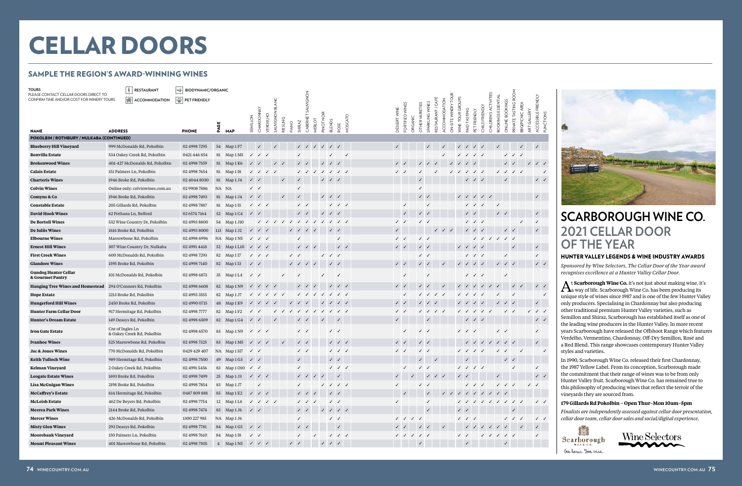# CELLAR DOORS

## SAMPLE THE REGION'S AWARD-WINNING WINES

**TOURS**
PLEASE CONTACT CELLAR DOORS DIRECT TO CONFIRM TIME AND/OR COST FOR WINERY TOURS

RESTAURANT · ACCOMMODATION · BIODYNAMIC/ORGANIC · PET FRIENDLY

| NAME | ADDRESS | PHONE | PAGE | MAP | SEMILLON | CHARDONNAY | VERDELHO | SAUVIGNON BLANC | RIESLING | FIANO | SHIRAZ | CABERNET SAUVIGNON | MERLOT | PINOT NOIR | BLENDS | ROSE | MOSCATO | DESSERT WINE | FORTIFIED WINES | ORGANIC | OTHER VARIETIES | SPARKLING WINES | RESTAURANT / CAFÉ | ACCOMMODATION | ON-SITE WINERY TOUR | WINE TOUR GROUPS | PAID TASTING | PET FRIENDLY | CHILD FRIENDLY | CHILDREN'S ACTIVITIES | BOOKINGS ESSENTIAL | ONLINE BOOKINGS | PRIVATE TASTING ROOM | BBQ/PICNIC AREA | ART GALLERY | ACCESSIBLE FRIENDLY | FUNCTIONS |
|---|---|---|---|---|---|---|---|---|---|---|---|---|---|---|---|---|---|---|---|---|---|---|---|---|---|---|---|---|---|---|---|---|---|---|---|---|---|
| **POKOLBIN / ROTHBURY / NULKABA (CONTINUED)** | | | | | | | | | | | | | | | | | | | | | | | | | | | | | | | | | | | | | |
| **Blueberry Hill Vineyard** | 999 McDonalds Rd, Pokolbin | 02 4998 7295 | 54 | Map 1 F7 | | ✓ | | ✓ | | | ✓ | ✓ | ✓ | ✓ | ✓ | ✓ | | ✓ | | | | ✓ | | ✓ | | ✓ | ✓ | ✓ | ✓ | | ✓ | | | ✓ | | ✓ | |
| **Bonvilla Estate** | 534 Oakey Creek Rd, Pokolbin | 0421 446 854 | 81 | Map 1 M5 | ✓ | ✓ | ✓ | | | | ✓ | | | | ✓ | | ✓ | | | | | | | ✓ | | ✓ | ✓ | ✓ | ✓ | | | ✓ | ✓ | ✓ | | | |
| **Brokenwood Wines** | 401-427 McDonalds Rd, Pokolbin | 02 4998 7559 | 81 | Map 1 K6 | ✓ | ✓ | | ✓ | ✓ | | ✓ | ✓ | | ✓ | ✓ | ✓ | | ✓ | ✓ | | ✓ | ✓ | ✓ | | ✓ | ✓ | ✓ | ✓ | | | | ✓ | ✓ | | ✓ | ✓ | ✓ |
| **Calais Estate** | 151 Palmers Ln, Pokolbin | 02 4998 7654 | 81 | Map 1 I8 | ✓ | ✓ | ✓ | ✓ | | | ✓ | ✓ | ✓ | ✓ | ✓ | ✓ | ✓ | ✓ | ✓ | | ✓ | | ✓ | | ✓ | ✓ | ✓ | ✓ | ✓ | | ✓ | ✓ | ✓ | ✓ | | | ✓ |
| **Charteris Wines** | 1946 Broke Rd, Pokolbin | 02 4044 8030 | 81 | Map 1 J4 | ✓ | ✓ | | | ✓ | | ✓ | | | ✓ | ✓ | ✓ | | | | | ✓ | | | | | | ✓ | ✓ | ✓ | | | ✓ | | | | ✓ | ✓ |
| **Colvin Wines** | Online only: colvinwines.com.au | 02 9908 7886 | NA | NA | ✓ | ✓ | | | | | ✓ | | | | | | | | | | ✓ | | | | | | | | | | | | | | | | |
| **Comyns & Co** | 1946 Broke Rd, Pokolbin | 02 4998 7493 | 81 | Map 1 J4 | ✓ | ✓ | | | ✓ | | ✓ | | | ✓ | ✓ | ✓ | | | | | ✓ | ✓ | | | | ✓ | ✓ | ✓ | ✓ | ✓ | ✓ | | | | | ✓ | |
| **Constable Estate** | 205 Gillards Rd, Pokolbin | 02 4998 7887 | 81 | Map 1 I5 | ✓ | ✓ | ✓ | | | | ✓ | ✓ | | | ✓ | ✓ | ✓ | | ✓ | | | ✓ | | | | | ✓ | ✓ | ✓ | | ✓ | | | | | | |
| **David Hook Wines** | 62 Pothana Ln, Belford | 02 6574 7164 | 52 | Map 1 C4 | ✓ | ✓ | | | | | ✓ | ✓ | | ✓ | ✓ | ✓ | | | ✓ | | ✓ | ✓ | | | | | ✓ | ✓ | | | ✓ | ✓ | | | | ✓ | |
| **De Bortoli Wines** | 532 Wine Country Dr, Pokolbin | 02 4993 8800 | 54 | Map 1 J10 | | ✓ | ✓ | ✓ | ✓ | ✓ | ✓ | ✓ | ✓ | ✓ | ✓ | ✓ | ✓ | ✓ | ✓ | | ✓ | ✓ | | | | | ✓ | ✓ | ✓ | | | | | | ✓ | ✓ | |
| **De Iuliis Wines** | 1616 Broke Rd, Pokolbin | 02 4993 8000 | 113 | Map 1 J2 | ✓ | ✓ | ✓ | | | ✓ | ✓ | ✓ | ✓ | | ✓ | ✓ | | ✓ | | | | | ✓ | ✓ | ✓ | | ✓ | ✓ | ✓ | | | ✓ | ✓ | | | ✓ | |
| **Elbourne Wines** | Marrowbone Rd, Pokolbin | 02 4998 6996 | NA | Map 1 N5 | ✓ | ✓ | ✓ | | | | ✓ | | | | | ✓ | | ✓ | ✓ | | ✓ | ✓ | | | | | | ✓ | ✓ | ✓ | ✓ | ✓ | ✓ | | | | |
| **Ernest Hill Wines** | 307 Wine Country Dr, Nulkaba | 02 4991 4418 | 52 | Map 1 L10 | ✓ | ✓ | ✓ | | | | ✓ | ✓ | ✓ | | | ✓ | ✓ | ✓ | ✓ | | ✓ | ✓ | | | | ✓ | ✓ | ✓ | ✓ | | | | ✓ | | | ✓ | |
| **First Creek Wines** | 600 McDonalds Rd, Pokolbin | 02 4998 7293 | 82 | Map 1 I7 | ✓ | ✓ | ✓ | | ✓ | ✓ | | | | ✓ | ✓ | ✓ | | | | | ✓ | ✓ | | | | | ✓ | ✓ | ✓ | | | ✓ | | | | ✓ | |
| **Glandore Wines** | 1595 Broke Rd, Pokolbin | 02 4998 7140 | 82 | Map 1 I3 | ✓ | ✓ | | | | ✓ | ✓ | ✓ | ✓ | | ✓ | ✓ | | ✓ | ✓ | | ✓ | ✓ | | ✓ | | ✓ | ✓ | ✓ | ✓ | | ✓ | ✓ | ✓ | | | ✓ | ✓ |
| **Gundog Hunter Cellar & Gourmet Pantry** | 101 McDonalds Rd, Pokolbin | 02 4998 6873 | 35 | Map 1 L4 | ✓ | ✓ | | | ✓ | | ✓ | | | ✓ | | ✓ | | | ✓ | | | ✓ | | | | | ✓ | ✓ | ✓ | | | ✓ | | | | | |
| **Hanging Tree Wines and Homestead** | 294 O'Connors Rd, Pokolbin | 02 4998 6608 | 82 | Map 1 N9 | ✓ | ✓ | ✓ | ✓ | | | ✓ | ✓ | ✓ | | ✓ | ✓ | ✓ | ✓ | ✓ | | ✓ | ✓ | | ✓ | | ✓ | ✓ | ✓ | ✓ | ✓ | ✓ | | ✓ | ✓ | | ✓ | ✓ |
| **Hope Estate** | 2213 Broke Rd, Pokolbin | 02 4993 3555 | 82 | Map 1 J7 | ✓ | ✓ | ✓ | ✓ | ✓ | | ✓ | ✓ | ✓ | ✓ | ✓ | ✓ | ✓ | | ✓ | | ✓ | ✓ | ✓ | ✓ | | ✓ | ✓ | ✓ | ✓ | | ✓ | | ✓ | | | | ✓ |
| **Hungerford Hill Wines** | 2450 Broke Rd, Pokolbin | 02 4990 0715 | 48 | Map 1 K9 | ✓ | ✓ | ✓ | ✓ | | ✓ | ✓ | ✓ | | ✓ | ✓ | ✓ | ✓ | ✓ | ✓ | | ✓ | ✓ | ✓ | | | ✓ | ✓ | ✓ | ✓ | | ✓ | ✓ | ✓ | | | ✓ | |
| **Hunter Farm Cellar Door** | 917 Hermitage Rd, Pokolbin | 02 4998 7777 | 82 | Map 1 F2 | ✓ | ✓ | | ✓ | ✓ | ✓ | ✓ | ✓ | ✓ | ✓ | ✓ | ✓ | ✓ | ✓ | ✓ | | ✓ | ✓ | ✓ | ✓ | | ✓ | ✓ | ✓ | ✓ | ✓ | | ✓ | ✓ | | ✓ | ✓ | ✓ |
| **Hunter's Dream Estate** | 149 Deasys Rd, Pokolbin | 02 4998 6509 | 82 | Map 1 G4 | ✓ | ✓ | | ✓ | | | ✓ | ✓ | | ✓ | | ✓ | | ✓ | | | | ✓ | | | | | ✓ | ✓ | ✓ | | | | | | | ✓ | ✓ |
| **Iron Gate Estate** | Cnr of Ingles Ln & Oakey Creek Rd, Pokolbin | 02 4998 6570 | 83 | Map 1 N9 | ✓ | ✓ | ✓ | | | | ✓ | ✓ | | | ✓ | ✓ | | | ✓ | | ✓ | ✓ | | | | ✓ | ✓ | ✓ | | | ✓ | ✓ | | | | ✓ | |
| **Ivanhoe Wines** | 525 Marrowbone Rd, Pokolbin | 02 4998 7325 | 83 | Map 1 M5 | ✓ | ✓ | ✓ | | ✓ | | ✓ | ✓ | | | ✓ | ✓ | ✓ | ✓ | ✓ | | ✓ | ✓ | | | | | ✓ | ✓ | ✓ | ✓ | ✓ | ✓ | ✓ | | | ✓ | |
| **Jac & Jones Wines** | 770 McDonalds Rd, Pokolbin | 0429 429 407 | NA | Map 1 H7 | ✓ | ✓ | | | | | ✓ | ✓ | | | ✓ | ✓ | ✓ | ✓ | ✓ | | ✓ | ✓ | | | | ✓ | ✓ | ✓ | ✓ | | ✓ | ✓ | | ✓ | | | ✓ |
| **Keith Tulloch Wine** | 989 Hermitage Rd, Pokolbin | 02 4998 7500 | 49 | Map 1 G3 | ✓ | ✓ | | | | | ✓ | | | | ✓ | ✓ | | | | | ✓ | | ✓ | | | | ✓ | | | | | ✓ | ✓ | | | | |
| **Kelman Vineyard** | 2 Oakey Creek Rd, Pokolbin | 02 4991 5456 | 83 | Map 1 O10 | ✓ | ✓ | | | | | ✓ | | | | ✓ | ✓ | ✓ | | ✓ | | ✓ | ✓ | | | | ✓ | ✓ | ✓ | ✓ | | | | ✓ | | | ✓ | |
| **Leogate Estate Wines** | 1693 Broke Rd, Pokolbin | 02 4998 7499 | 25 | Map 1 J3 | ✓ | ✓ | ✓ | | | | ✓ | ✓ | ✓ | ✓ | | ✓ | | ✓ | | ✓ | | ✓ | ✓ | ✓ | | ✓ | ✓ | | | | ✓ | | | | | ✓ | ✓ |
| **Lisa McGuigan Wines** | 2198 Broke Rd, Pokolbin | 02 4998 7854 | 83 | Map 1 J7 | | ✓ | | | | | ✓ | | | ✓ | ✓ | ✓ | ✓ | ✓ | | | ✓ | ✓ | | | | | ✓ | ✓ | ✓ | | ✓ | ✓ | ✓ | | ✓ | ✓ | |
| **McCaffrey's Estate** | 614 Hermitage Rd, Pokolbin | 0487 809 888 | 83 | Map 1 E2 | ✓ | ✓ | ✓ | | | | ✓ | ✓ | | | ✓ | ✓ | | | ✓ | | | ✓ | | ✓ | ✓ | ✓ | ✓ | ✓ | ✓ | ✓ | ✓ | | | | | | |
| **McLeish Estate** | 462 De Beyers Rd, Pokolbin | 02 4998 7754 | 12 | Map 1 L6 | ✓ | ✓ | ✓ | ✓ | | | ✓ | ✓ | ✓ | | ✓ | ✓ | | ✓ | | | | ✓ | | | | ✓ | ✓ | ✓ | ✓ | ✓ | ✓ | ✓ | ✓ | ✓ | | ✓ | ✓ |
| **Meerea Park Wines** | 2144 Broke Rd, Pokolbin | 02 4998 7474 | 83 | Map 1 J6 | ✓ | ✓ | | | | | ✓ | ✓ | | ✓ | ✓ | ✓ | ✓ | | | | | ✓ | | | | ✓ | ✓ | | | | | | ✓ | | | | |
| **Mercer Wines** | 426 McDonalds Rd, Pokolbin | 1300 227 985 | NA | Map 1 J6 | ✓ | | | | | | | | | | ✓ | ✓ | | ✓ | ✓ | ✓ | ✓ | | | | | ✓ | ✓ | ✓ | | | | ✓ | ✓ | ✓ | | ✓ | ✓ |
| **Misty Glen Wines** | 293 Deasys Rd, Pokolbin | 02 4998 7781 | 84 | Map 1 G5 | ✓ | ✓ | | | | | ✓ | ✓ | | | | ✓ | | ✓ | ✓ | | ✓ | ✓ | | ✓ | | | ✓ | ✓ | ✓ | ✓ | ✓ | ✓ | | ✓ | | ✓ | |
| **Moorebank Vineyard** | 150 Palmers Ln, Pokolbin | 02 4998 7610 | 84 | Map 1 I8 | ✓ | ✓ | | | | | ✓ | | ✓ | | ✓ | ✓ | ✓ | ✓ | ✓ | ✓ | ✓ | ✓ | | | | ✓ | ✓ | | ✓ | ✓ | ✓ | ✓ | ✓ | | | ✓ | |
| **Mount Pleasant Wines** | 401 Marrowbone Rd, Pokolbin | 02 4998 7505 | 4 | Map 1 N5 | ✓ | ✓ | ✓ | | | ✓ | ✓ | | | ✓ | ✓ | ✓ | | | | | ✓ | | | | | | ✓ | | | | | ✓ | | | | | |

## SCARBOROUGH WINE CO. 2021 CELLAR DOOR OF THE YEAR

### HUNTER VALLEY LEGENDS & WINE INDUSTRY AWARDS

*Sponsored by Wine Selectors, The Cellar Door of the Year award recognises excellence at a Hunter Valley Cellar Door.*

At **Scarborough Wine Co.** it's not just about making wine, it's a way of life. Scarborough Wine Co. has been producing its unique style of wines since 1987 and is one of the few Hunter Valley only producers. Specialising in Chardonnay but also producing other traditional premium Hunter Valley varieties, such as Semillon and Shiraz, Scarborough has established itself as one of the leading wine producers in the Hunter Valley. In more recent years Scarborough have released the Offshoot Range which features Verdelho, Vermentino, Chardonnay, Off-Dry Semillon, Rosé and a Red Blend. This range showcases contemporary Hunter Valley styles and varieties.

In 1990, Scarborough Wine Co. released their first Chardonnay, the 1987 Yellow Label. From its conception, Scarborough made the commitment that their range of wines was to be from only Hunter Valley fruit. Scarborough Wine Co. has remained true to this philosophy of producing wines that reflect the terroir of the vineyards they are sourced from.

**179 Gillards Rd Pokolbin – Open Thur–Mon 10am–5pm**

*Finalists are independently assessed against cellar door presentation, cellar door team, cellar door sales and social/digital experience.*

Scarborough WINE CO. Our home. Your wine.

Wine Selectors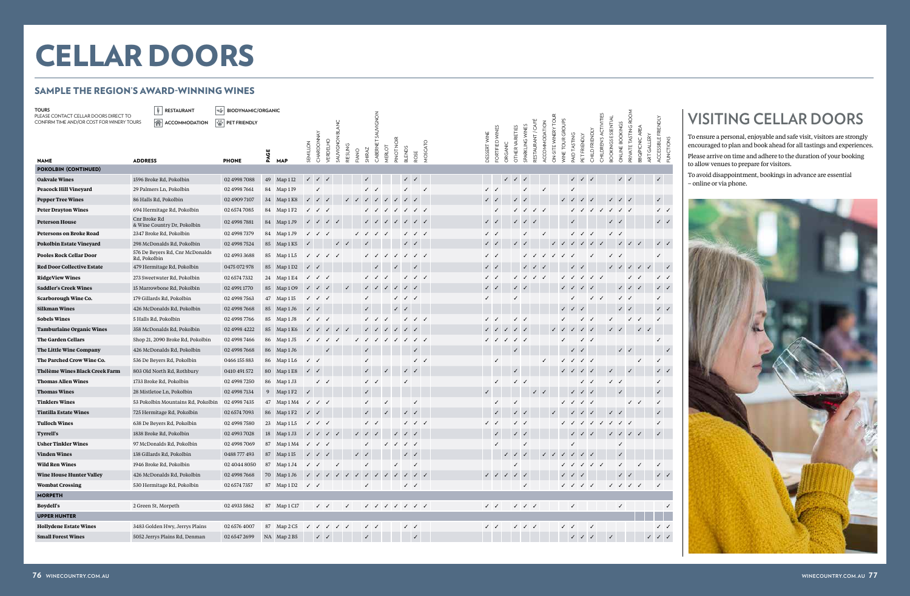# CELLAR DOORS

## SAMPLE THE REGION'S AWARD-WINNING WINES

**TOURS**
PLEASE CONTACT CELLAR DOORS DIRECT TO CONFIRM TIME AND/OR COST FOR WINERY TOURS

RESTAURANT
ACCOMMODATION
BIODYNAMIC/ORGANIC
PET FRIENDLY

| NAME | ADDRESS | PHONE | PAGE | MAP | SEMILLON | CHARDONNAY | VERDELHO | SAUVIGNON BLANC | RIESLING | FIANO | SHIRAZ | CABERNET SAUVIGNON | MERLOT | PINOT NOIR | BLENDS | ROSE | MOSCATO | DESSERT WINE | FORTIFIED WINES | ORGANIC | OTHER VARIETIES | SPARKLING WINES | RESTAURANT / CAFÉ | ACCOMMODATION | ON-SITE WINERY TOUR | WINE TOUR GROUPS | PAID TASTING | PET FRIENDLY | CHILD FRIENDLY | CHILDREN'S ACTIVITIES | BOOKINGS ESSENTIAL | ONLINE BOOKINGS | PRIVATE TASTING ROOM | BBQ/PICNIC AREA | ART GALLERY | ACCESSIBLE FRIENDLY | FUNCTIONS |
|---|---|---|---|---|---|---|---|---|---|---|---|---|---|---|---|---|---|---|---|---|---|---|---|---|---|---|---|---|---|---|---|---|---|---|---|---|---|
| **POKOLBIN (CONTINUED)** | | | | | | | | | | | | | | | | | | | | | | | | | | | | | | | | | | | | | |
| **Oakvale Wines** | 1596 Broke Rd, Pokolbin | 02 4998 7088 | 49 | Map 1 I2 | ✓ | ✓ | ✓ | | | | ✓ | | | | ✓ | ✓ | | | | ✓ | ✓ | ✓ | | | | | ✓ | ✓ | ✓ | | | ✓ | ✓ | | | ✓ | |
| **Peacock Hill Vineyard** | 29 Palmers Ln, Pokolbin | 02 4998 7661 | 84 | Map 1 I9 | | ✓ | | | | | ✓ | ✓ | | | ✓ | | ✓ | ✓ | ✓ | | | ✓ | | ✓ | | | ✓ | | | | | | | | | | |
| **Pepper Tree Wines** | 86 Halls Rd, Pokolbin | 02 4909 7107 | 34 | Map 1 K8 | ✓ | ✓ | ✓ | | ✓ | ✓ | ✓ | ✓ | ✓ | ✓ | ✓ | ✓ | | ✓ | ✓ | | ✓ | ✓ | | | | ✓ | ✓ | ✓ | ✓ | | ✓ | ✓ | ✓ | | | ✓ | |
| **Peter Drayton Wines** | 694 Hermitage Rd, Pokolbin | 02 6574 7085 | 84 | Map 1 F2 | ✓ | ✓ | ✓ | | | | ✓ | ✓ | ✓ | ✓ | ✓ | ✓ | ✓ | | ✓ | | ✓ | ✓ | ✓ | ✓ | | | ✓ | ✓ | ✓ | ✓ | ✓ | ✓ | ✓ | | | ✓ | ✓ |
| **Peterson House** | Cnr Broke Rd & Wine Country Dr, Pokolbin | 02 4998 7881 | 84 | Map 1 J9 | ✓ | ✓ | ✓ | ✓ | | | ✓ | ✓ | ✓ | ✓ | ✓ | ✓ | ✓ | ✓ | ✓ | | ✓ | ✓ | ✓ | | | | ✓ | | | | ✓ | ✓ | | | | ✓ | ✓ |
| **Petersons on Broke Road** | 2347 Broke Rd, Pokolbin | 02 4998 7379 | 84 | Map 1 J9 | ✓ | ✓ | ✓ | | | ✓ | ✓ | ✓ | ✓ | | ✓ | ✓ | ✓ | ✓ | ✓ | | | ✓ | | ✓ | | | ✓ | ✓ | ✓ | | ✓ | ✓ | | | | | |
| **Pokolbin Estate Vineyard** | 298 McDonalds Rd, Pokolbin | 02 4998 7524 | 85 | Map 1 K5 | ✓ | | | ✓ | ✓ | | ✓ | | | | ✓ | ✓ | | ✓ | ✓ | | ✓ | ✓ | | | ✓ | ✓ | ✓ | ✓ | ✓ | ✓ | | ✓ | ✓ | ✓ | | ✓ | ✓ |
| **Pooles Rock Cellar Door** | 576 De Beyers Rd, Cnr McDonalds Rd, Pokolbin | 02 4993 3688 | 85 | Map 1 L5 | ✓ | ✓ | ✓ | ✓ | | | ✓ | ✓ | ✓ | ✓ | ✓ | ✓ | ✓ | ✓ | ✓ | | | ✓ | ✓ | ✓ | ✓ | ✓ | ✓ | | ✓ | | ✓ | ✓ | | | | ✓ | |
| **Red Door Collective Estate** | 479 Hermitage Rd, Pokolbin | 0475 072 978 | 85 | Map 1 D2 | ✓ | ✓ | | | | | | ✓ | | ✓ | | ✓ | | ✓ | ✓ | | | ✓ | ✓ | ✓ | | | ✓ | ✓ | | | ✓ | ✓ | ✓ | ✓ | ✓ | | ✓ |
| **RidgeView Wines** | 273 Sweetwater Rd, Pokolbin | 02 6574 7332 | 24 | Map 1 E4 | ✓ | ✓ | ✓ | | | | ✓ | ✓ | ✓ | | ✓ | ✓ | ✓ | ✓ | ✓ | | ✓ | ✓ | ✓ | ✓ | | ✓ | ✓ | ✓ | ✓ | ✓ | | | ✓ | ✓ | | ✓ | ✓ |
| **Saddler's Creek Wines** | 15 Marrowbone Rd, Pokolbin | 02 4991 1770 | 85 | Map 1 O9 | ✓ | ✓ | ✓ | | ✓ | | ✓ | ✓ | ✓ | ✓ | ✓ | ✓ | | ✓ | ✓ | | ✓ | ✓ | | | | ✓ | ✓ | ✓ | ✓ | | | ✓ | ✓ | ✓ | | ✓ | ✓ |
| **Scarborough Wine Co.** | 179 Gillards Rd, Pokolbin | 02 4998 7563 | 47 | Map 1 I5 | ✓ | ✓ | ✓ | | | | ✓ | | | ✓ | ✓ | ✓ | | ✓ | | | ✓ | | | | | | ✓ | | | ✓ | ✓ | ✓ | ✓ | | | ✓ | |
| **Silkman Wines** | 426 McDonalds Rd, Pokolbin | 02 4998 7668 | 85 | Map 1 J6 | ✓ | ✓ | | | | | ✓ | | | ✓ | ✓ | | | | | | | | | | | ✓ | ✓ | ✓ | | | | ✓ | ✓ | | | ✓ | ✓ |
| **Sobels Wines** | 5 Halls Rd, Pokolbin | 02 4998 7766 | 85 | Map 1 J8 | ✓ | ✓ | ✓ | | | | ✓ | ✓ | ✓ | | ✓ | ✓ | ✓ | ✓ | ✓ | | ✓ | ✓ | | | | ✓ | | ✓ | ✓ | | ✓ | | ✓ | ✓ | | ✓ | |
| **Tamburlaine Organic Wines** | 358 McDonalds Rd, Pokolbin | 02 4998 4222 | 85 | Map 1 K6 | ✓ | ✓ | ✓ | ✓ | ✓ | | ✓ | ✓ | ✓ | ✓ | ✓ | ✓ | | ✓ | ✓ | ✓ | ✓ | ✓ | | | ✓ | ✓ | ✓ | ✓ | ✓ | | ✓ | ✓ | | ✓ | ✓ | | |
| **The Garden Cellars** | Shop 21, 2090 Broke Rd, Pokolbin | 02 4998 7466 | 86 | Map 1 J5 | ✓ | ✓ | ✓ | ✓ | | ✓ | ✓ | ✓ | ✓ | ✓ | ✓ | ✓ | ✓ | ✓ | ✓ | ✓ | ✓ | ✓ | | | | ✓ | | ✓ | ✓ | | | | | | | ✓ | |
| **The Little Wine Company** | 426 McDonalds Rd, Pokolbin | 02 4998 7668 | 86 | Map 1 J6 | | | ✓ | | | | ✓ | | | | | ✓ | | | | | ✓ | | | | | | ✓ | ✓ | | | | ✓ | ✓ | | | | ✓ |
| **The Parched Crow Wine Co.** | 536 De Beyers Rd, Pokolbin | 0466 155 883 | 86 | Map 1 L6 | ✓ | ✓ | | | | | ✓ | | | | | ✓ | ✓ | | ✓ | | | | | ✓ | | ✓ | ✓ | ✓ | ✓ | | | | | ✓ | | ✓ | |
| **Thélème Wines Black Creek Farm** | 803 Old North Rd, Rothbury | 0410 491 572 | 80 | Map 1 E8 | ✓ | ✓ | | | | | ✓ | | ✓ | | ✓ | ✓ | | | | | ✓ | | | | | ✓ | ✓ | ✓ | ✓ | | ✓ | | ✓ | | | ✓ | ✓ |
| **Thomas Allen Wines** | 1733 Broke Rd, Pokolbin | 02 4998 7250 | 86 | Map 1 J3 | | ✓ | ✓ | | | | ✓ | ✓ | | | ✓ | | | | ✓ | | ✓ | ✓ | | | | | | ✓ | ✓ | | ✓ | ✓ | | | | ✓ | |
| **Thomas Wines** | 28 Mistletoe Ln, Pokolbin | 02 4998 7134 | 9 | Map 1 F2 | ✓ | | | | | | ✓ | | | | | | | ✓ | | | | | ✓ | ✓ | | | ✓ | ✓ | ✓ | | | ✓ | | | | ✓ | |
| **Tinklers Wines** | 53 Pokolbin Mountains Rd, Pokolbin | 02 4998 7435 | 47 | Map 1 M4 | ✓ | ✓ | ✓ | | | | ✓ | | ✓ | | | ✓ | | | ✓ | | ✓ | | | | | ✓ | ✓ | ✓ | ✓ | | | | ✓ | ✓ | | ✓ | |
| **Tintilla Estate Wines** | 725 Hermitage Rd, Pokolbin | 02 6574 7093 | 86 | Map 1 F2 | ✓ | ✓ | | | | | ✓ | | ✓ | | ✓ | ✓ | | | ✓ | | ✓ | ✓ | | | ✓ | | ✓ | ✓ | ✓ | | ✓ | ✓ | | | | ✓ | |
| **Tulloch Wines** | 638 De Beyers Rd, Pokolbin | 02 4998 7580 | 23 | Map 1 L5 | ✓ | ✓ | ✓ | | | | ✓ | ✓ | | | ✓ | ✓ | ✓ | ✓ | ✓ | | ✓ | ✓ | | | | ✓ | ✓ | ✓ | ✓ | ✓ | ✓ | ✓ | ✓ | | | ✓ | |
| **Tyrrell's** | 1838 Broke Rd, Pokolbin | 02 4993 7028 | 18 | Map 1 J3 | ✓ | ✓ | ✓ | ✓ | | ✓ | ✓ | ✓ | | ✓ | ✓ | ✓ | | | ✓ | | ✓ | ✓ | | | | | ✓ | ✓ | ✓ | | ✓ | ✓ | ✓ | ✓ | | ✓ | |
| **Usher Tinkler Wines** | 97 McDonalds Rd, Pokolbin | 02 4998 7069 | 87 | Map 1 M4 | ✓ | ✓ | ✓ | | | | ✓ | | ✓ | ✓ | ✓ | ✓ | | | ✓ | | | ✓ | | | | | ✓ | | | | | ✓ | | | | | |
| **Vinden Wines** | 138 Gillards Rd, Pokolbin | 0488 777 493 | 87 | Map 1 I5 | ✓ | ✓ | ✓ | | | ✓ | ✓ | | | | ✓ | ✓ | | | | ✓ | ✓ | ✓ | | ✓ | ✓ | ✓ | ✓ | ✓ | ✓ | | | ✓ | | | | | |
| **Wild Ren Wines** | 1946 Broke Rd, Pokolbin | 02 4044 8050 | 87 | Map 1 J4 | ✓ | ✓ | | ✓ | | | ✓ | | | ✓ | | ✓ | | | | | ✓ | | | | | ✓ | ✓ | ✓ | ✓ | ✓ | | ✓ | | ✓ | | ✓ | |
| **Wine House Hunter Valley** | 426 McDonalds Rd, Pokolbin | 02 4998 7668 | 70 | Map 1 J6 | ✓ | ✓ | ✓ | ✓ | ✓ | ✓ | ✓ | ✓ | ✓ | ✓ | ✓ | ✓ | ✓ | ✓ | ✓ | ✓ | ✓ | ✓ | | | | ✓ | ✓ | ✓ | | | | ✓ | ✓ | | | ✓ | ✓ |
| **Wombat Crossing** | 530 Hermitage Rd, Pokolbin | 02 6574 7357 | 87 | Map 1 D2 | ✓ | ✓ | | | | | ✓ | | | | ✓ | ✓ | | | | | | ✓ | | | | ✓ | ✓ | ✓ | ✓ | | ✓ | ✓ | ✓ | ✓ | | ✓ | |
| **MORPETH** | | | | | | | | | | | | | | | | | | | | | | | | | | | | | | | | | | | | | |
| **Boydell's** | 2 Green St, Morpeth | 02 4933 5862 | 87 | Map 1 C17 | | ✓ | ✓ | | ✓ | | ✓ | ✓ | ✓ | ✓ | ✓ | ✓ | ✓ | ✓ | ✓ | | ✓ | ✓ | ✓ | | | | ✓ | | | | | ✓ | | | | | ✓ |
| **UPPER HUNTER** | | | | | | | | | | | | | | | | | | | | | | | | | | | | | | | | | | | | | |
| **Hollydene Estate Wines** | 3483 Golden Hwy, Jerrys Plains | 02 6576 4007 | 87 | Map 2 C5 | ✓ | ✓ | ✓ | ✓ | ✓ | | ✓ | ✓ | | | ✓ | ✓ | | ✓ | ✓ | | ✓ | ✓ | ✓ | | | ✓ | ✓ | | ✓ | | | | | | | ✓ | ✓ |
| **Small Forest Wines** | 5052 Jerrys Plains Rd, Denman | 02 6547 2699 | NA | Map 2 B5 | | ✓ | ✓ | | | | ✓ | | | | | ✓ | | | | | | | | | | | ✓ | ✓ | ✓ | | ✓ | | | | ✓ | ✓ | ✓ |

## VISITING CELLAR DOORS

To ensure a personal, enjoyable and safe visit, visitors are strongly encouraged to plan and book ahead for all tastings and experiences.

Please arrive on time and adhere to the duration of your booking to allow venues to prepare for visitors.

To avoid disappointment, bookings in advance are essential – online or via phone.